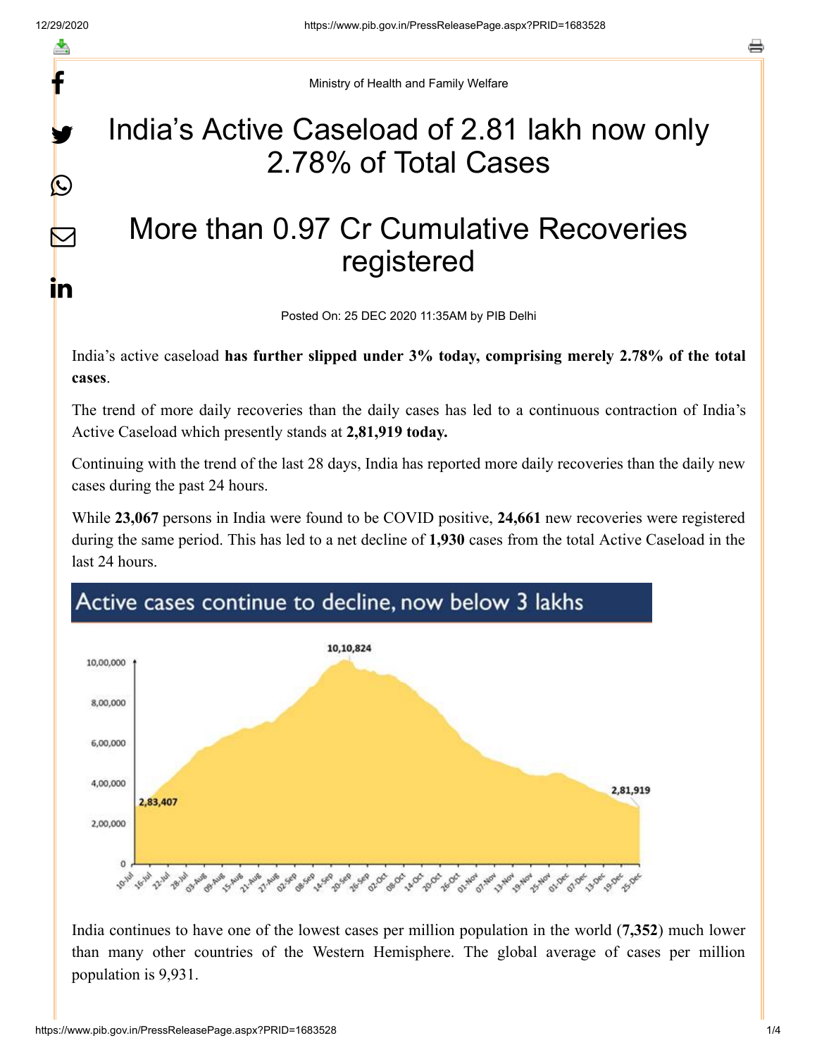Ministry of Health and Family Welfare

# India's Active Caseload of 2.81 lakh now only 2.78% of Total Cases

# More than 0.97 Cr Cumulative Recoveries registered

Posted On: 25 DEC 2020 11:35AM by PIB Delhi

India's active caseload **has further slipped under 3% today, comprising merely 2.78% of the total cases**.

The trend of more daily recoveries than the daily cases has led to a continuous contraction of India's Active Caseload which presently stands at **2,81,919 today.**

Continuing with the trend of the last 28 days, India has reported more daily recoveries than the daily new cases during the past 24 hours.

While **23,067** persons in India were found to be COVID positive, **24,661** new recoveries were registered during the same period. This has led to a net decline of **1,930** cases from the total Active Caseload in the last 24 hours.

India continues to have one of the lowest cases per million population in the world (**7,352**) much lower than many other countries of the Western Hemisphere. The global average of cases per million population is 9,931.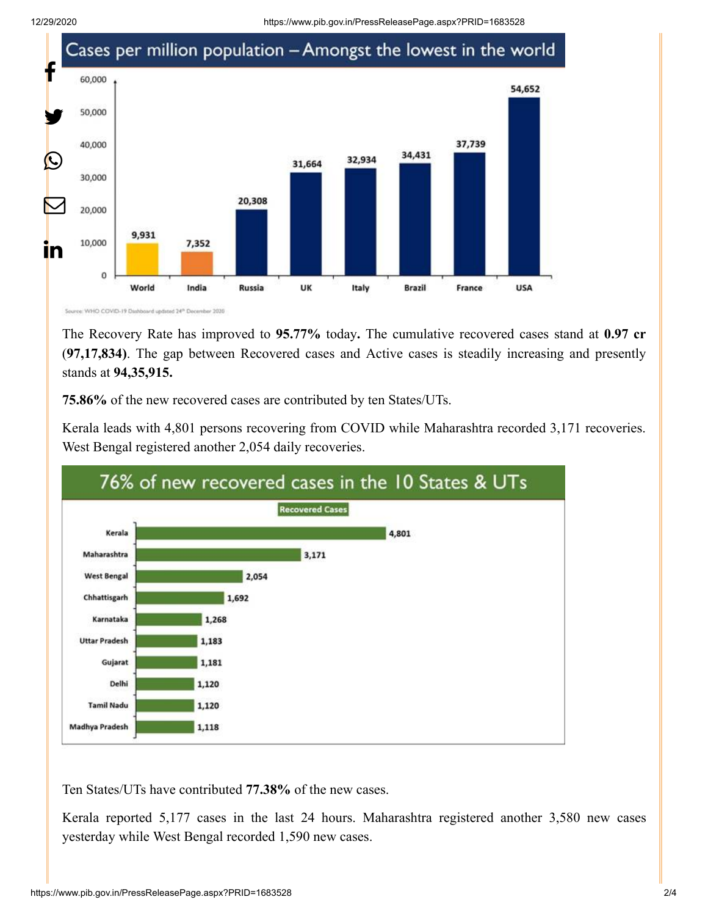## Cases per million population – Amongst the lowest in the world

| Country | Cases per million |
|---|---|
| World | 9,931 |
| India | 7,352 |
| Russia | 20,308 |
| UK | 31,664 |
| Italy | 32,934 |
| Brazil | 34,431 |
| France | 37,739 |
| USA | 54,652 |

Source: WHO COVID-19 Dashboard updated 24th December 2020

The Recovery Rate has improved to **95.77%** today**.** The cumulative recovered cases stand at **0.97 cr** **(97,17,834)**. The gap between Recovered cases and Active cases is steadily increasing and presently stands at **94,35,915.**

**75.86%** of the new recovered cases are contributed by ten States/UTs.

Kerala leads with 4,801 persons recovering from COVID while Maharashtra recorded 3,171 recoveries. West Bengal registered another 2,054 daily recoveries.

## 76% of new recovered cases in the 10 States & UTs

| State/UT | Recovered Cases |
|---|---|
| Kerala | 4,801 |
| Maharashtra | 3,171 |
| West Bengal | 2,054 |
| Chhattisgarh | 1,692 |
| Karnataka | 1,268 |
| Uttar Pradesh | 1,183 |
| Gujarat | 1,181 |
| Delhi | 1,120 |
| Tamil Nadu | 1,120 |
| Madhya Pradesh | 1,118 |

Ten States/UTs have contributed **77.38%** of the new cases.

Kerala reported 5,177 cases in the last 24 hours. Maharashtra registered another 3,580 new cases yesterday while West Bengal recorded 1,590 new cases.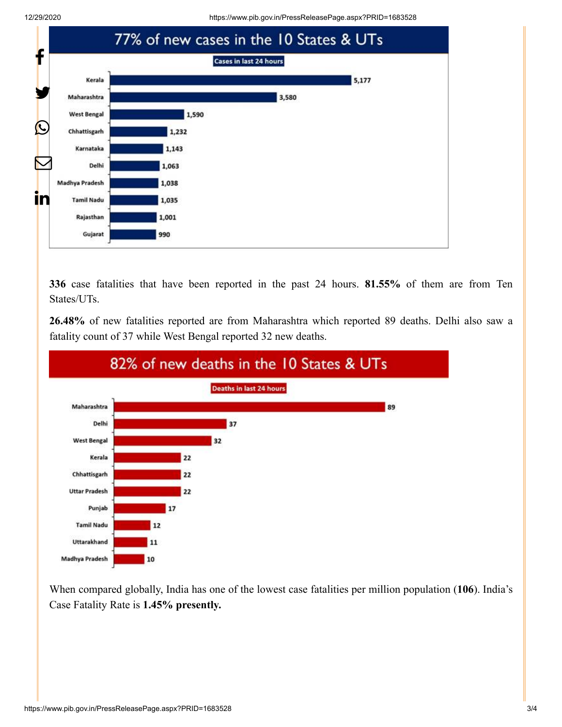## 77% of new cases in the 10 States & UTs

**Cases in last 24 hours**

| State | Cases |
|---|---|
| Kerala | 5,177 |
| Maharashtra | 3,580 |
| West Bengal | 1,590 |
| Chhattisgarh | 1,232 |
| Karnataka | 1,143 |
| Delhi | 1,063 |
| Madhya Pradesh | 1,038 |
| Tamil Nadu | 1,035 |
| Rajasthan | 1,001 |
| Gujarat | 990 |

**336** case fatalities that have been reported in the past 24 hours. **81.55%** of them are from Ten States/UTs.

**26.48%** of new fatalities reported are from Maharashtra which reported 89 deaths. Delhi also saw a fatality count of 37 while West Bengal reported 32 new deaths.

## 82% of new deaths in the 10 States & UTs

**Deaths in last 24 hours**

| State | Deaths |
|---|---|
| Maharashtra | 89 |
| Delhi | 37 |
| West Bengal | 32 |
| Kerala | 22 |
| Chhattisgarh | 22 |
| Uttar Pradesh | 22 |
| Punjab | 17 |
| Tamil Nadu | 12 |
| Uttarakhand | 11 |
| Madhya Pradesh | 10 |

When compared globally, India has one of the lowest case fatalities per million population (**106**). India's Case Fatality Rate is **1.45% presently.**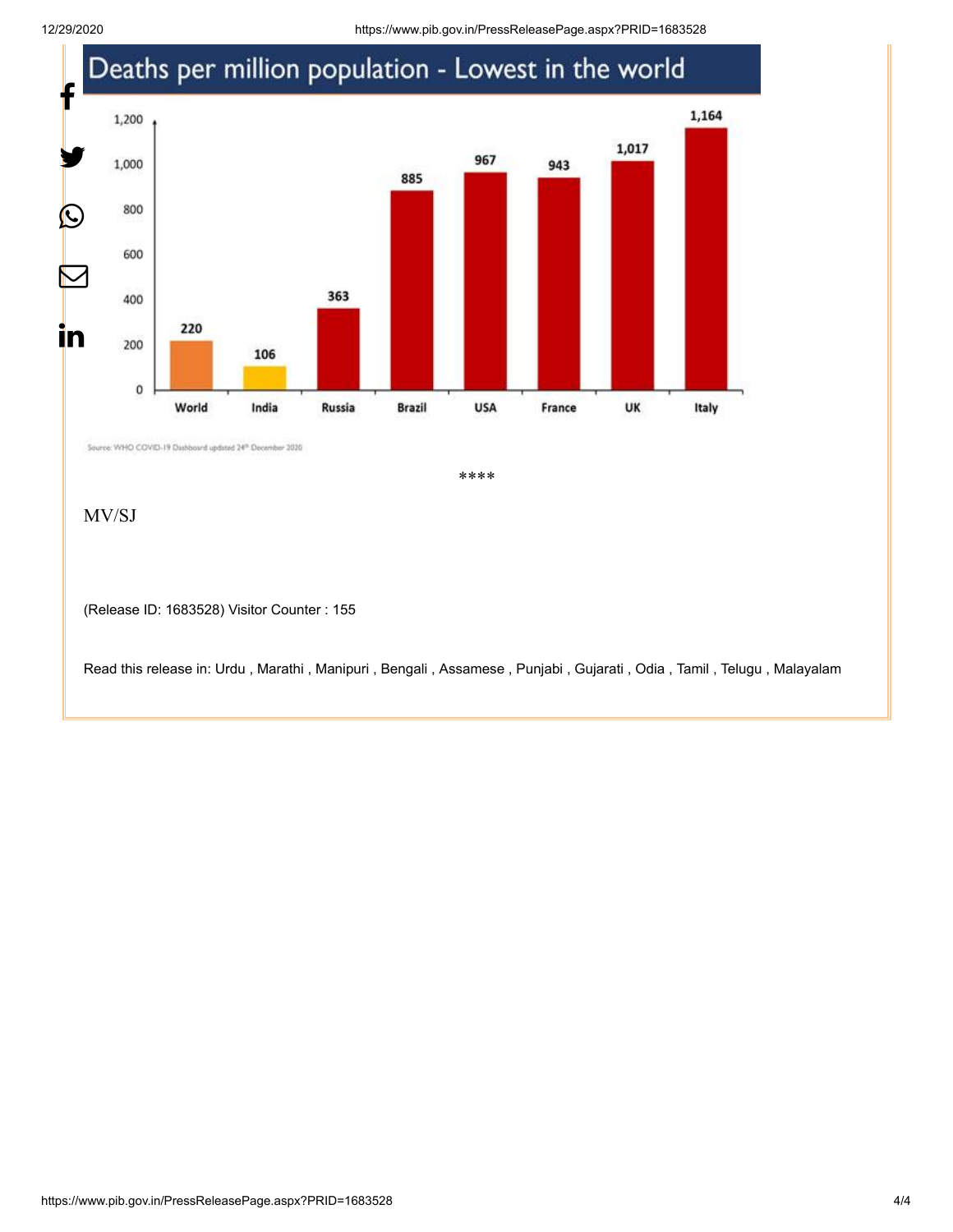Deaths per million population - Lowest in the world

1,200
1,000
800
600
400
200
0

220
106
363
885
967
943
1,017
1,164

World
India
Russia
Brazil
USA
France
UK
Italy

Source: WHO COVID-19 Dashboard updated 24th December 2020

\*\*\*\*

MV/SJ

(Release ID: 1683528) Visitor Counter : 155

Read this release in: Urdu , Marathi , Manipuri , Bengali , Assamese , Punjabi , Gujarati , Odia , Tamil , Telugu , Malayalam